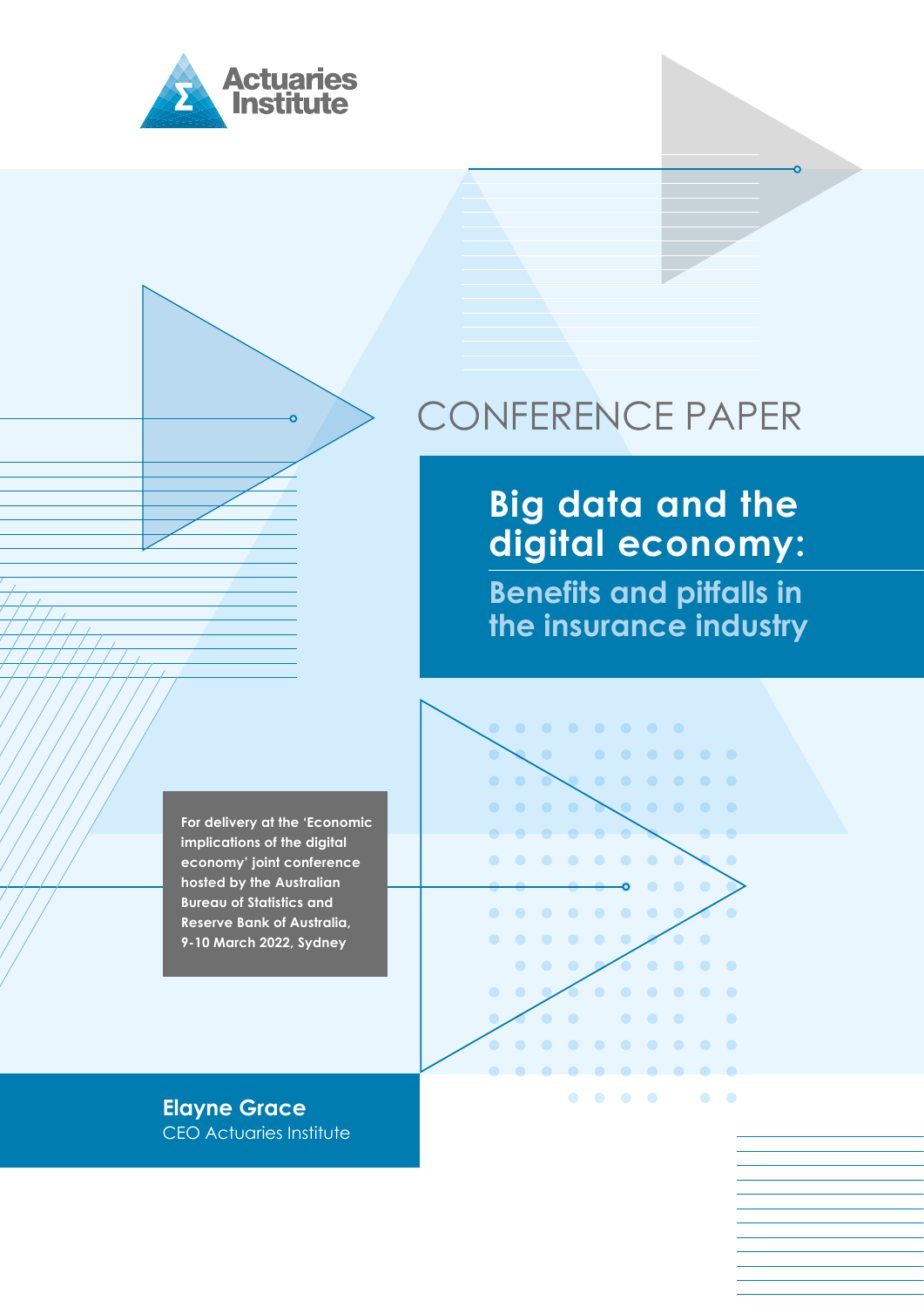Actuaries Institute

CONFERENCE PAPER

# Big data and the digital economy:

## Benefits and pitfalls in the insurance industry

**For delivery at the 'Economic implications of the digital economy' joint conference hosted by the Australian Bureau of Statistics and Reserve Bank of Australia, 9-10 March 2022, Sydney**

**Elayne Grace**
CEO Actuaries Institute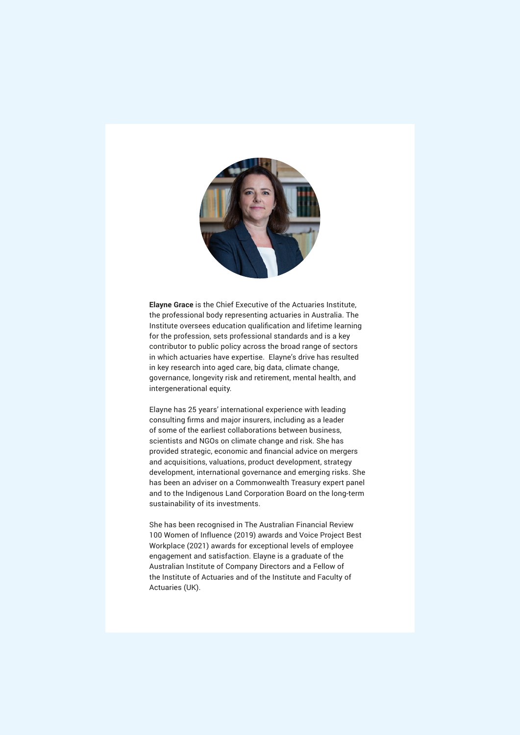**Elayne Grace** is the Chief Executive of the Actuaries Institute, the professional body representing actuaries in Australia. The Institute oversees education qualification and lifetime learning for the profession, sets professional standards and is a key contributor to public policy across the broad range of sectors in which actuaries have expertise. Elayne's drive has resulted in key research into aged care, big data, climate change, governance, longevity risk and retirement, mental health, and intergenerational equity.

Elayne has 25 years' international experience with leading consulting firms and major insurers, including as a leader of some of the earliest collaborations between business, scientists and NGOs on climate change and risk. She has provided strategic, economic and financial advice on mergers and acquisitions, valuations, product development, strategy development, international governance and emerging risks. She has been an adviser on a Commonwealth Treasury expert panel and to the Indigenous Land Corporation Board on the long-term sustainability of its investments.

She has been recognised in The Australian Financial Review 100 Women of Influence (2019) awards and Voice Project Best Workplace (2021) awards for exceptional levels of employee engagement and satisfaction. Elayne is a graduate of the Australian Institute of Company Directors and a Fellow of the Institute of Actuaries and of the Institute and Faculty of Actuaries (UK).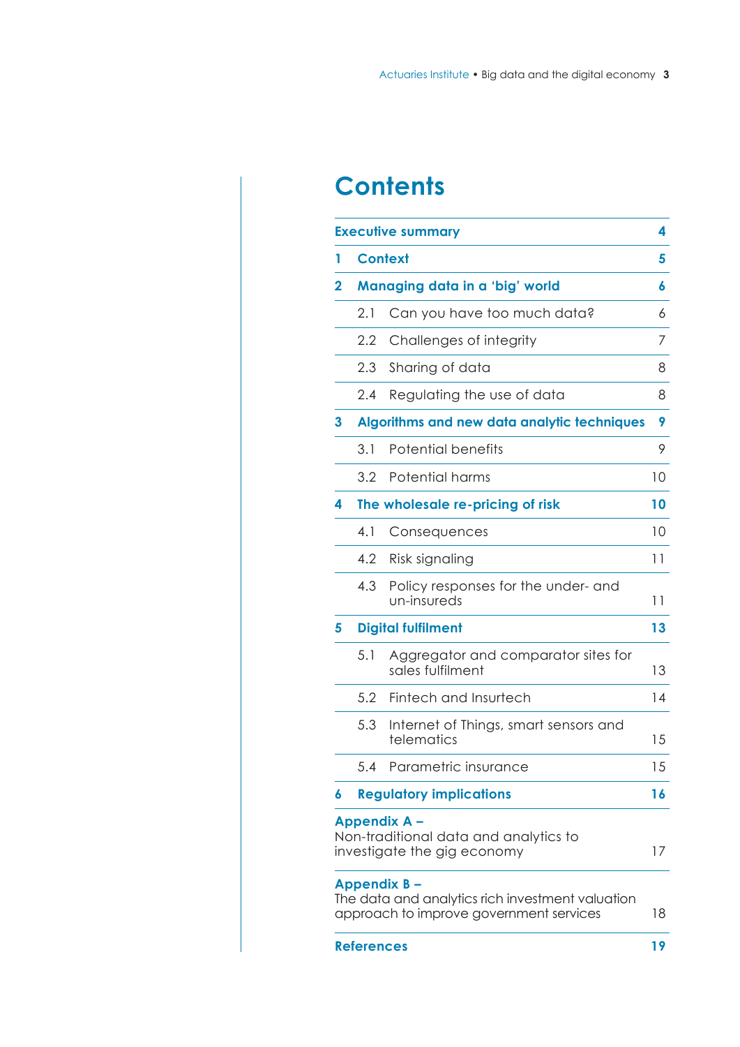# Contents

| | | |
|---|---|---|
| **Executive summary** | | **4** |
| **1** | **Context** | **5** |
| **2** | **Managing data in a 'big' world** | **6** |
| 2.1 | Can you have too much data? | 6 |
| 2.2 | Challenges of integrity | 7 |
| 2.3 | Sharing of data | 8 |
| 2.4 | Regulating the use of data | 8 |
| **3** | **Algorithms and new data analytic techniques** | **9** |
| 3.1 | Potential benefits | 9 |
| 3.2 | Potential harms | 10 |
| **4** | **The wholesale re-pricing of risk** | **10** |
| 4.1 | Consequences | 10 |
| 4.2 | Risk signaling | 11 |
| 4.3 | Policy responses for the under- and un-insureds | 11 |
| **5** | **Digital fulfilment** | **13** |
| 5.1 | Aggregator and comparator sites for sales fulfilment | 13 |
| 5.2 | Fintech and Insurtech | 14 |
| 5.3 | Internet of Things, smart sensors and telematics | 15 |
| 5.4 | Parametric insurance | 15 |
| **6** | **Regulatory implications** | **16** |
| **Appendix A –** Non-traditional data and analytics to investigate the gig economy | | 17 |
| **Appendix B –** The data and analytics rich investment valuation approach to improve government services | | 18 |
| **References** | | **19** |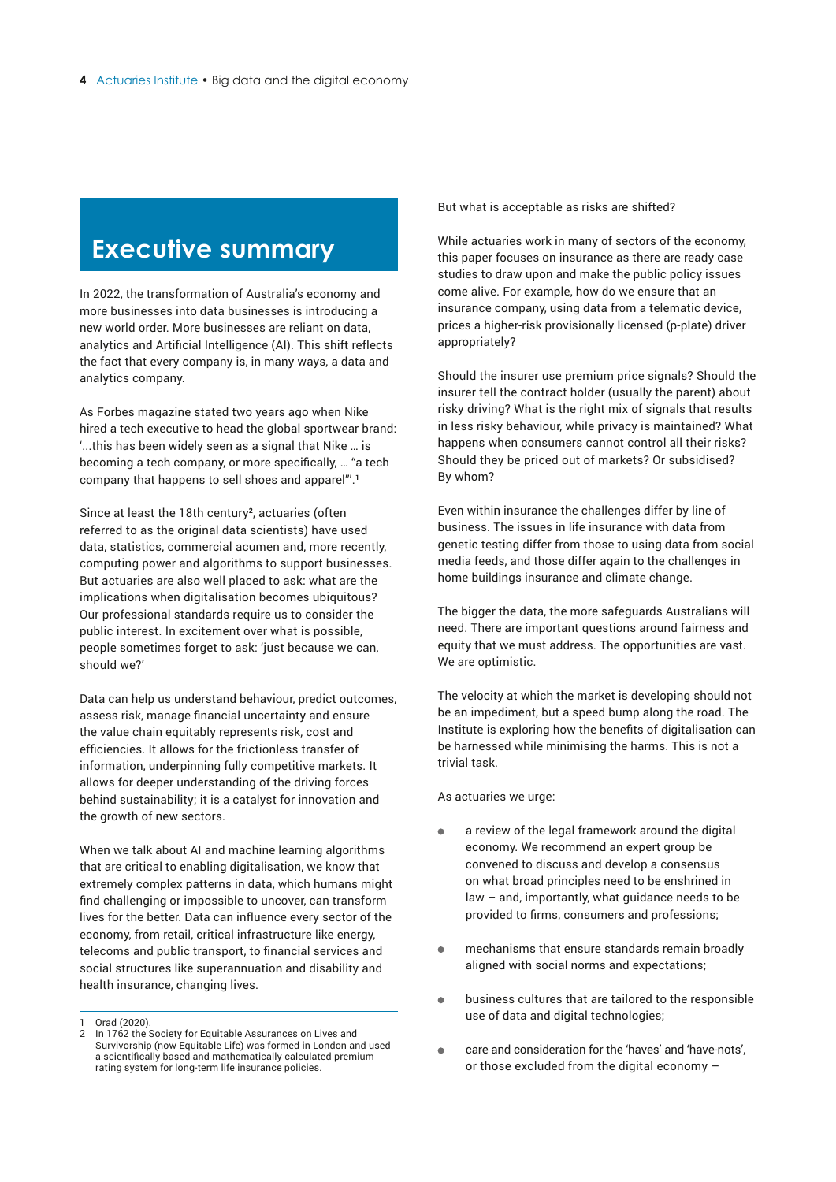# Executive summary

In 2022, the transformation of Australia's economy and more businesses into data businesses is introducing a new world order. More businesses are reliant on data, analytics and Artificial Intelligence (AI). This shift reflects the fact that every company is, in many ways, a data and analytics company.

As Forbes magazine stated two years ago when Nike hired a tech executive to head the global sportwear brand: '...this has been widely seen as a signal that Nike … is becoming a tech company, or more specifically, … "a tech company that happens to sell shoes and apparel"'.[1]

Since at least the 18th century[2], actuaries (often referred to as the original data scientists) have used data, statistics, commercial acumen and, more recently, computing power and algorithms to support businesses. But actuaries are also well placed to ask: what are the implications when digitalisation becomes ubiquitous? Our professional standards require us to consider the public interest. In excitement over what is possible, people sometimes forget to ask: 'just because we can, should we?'

Data can help us understand behaviour, predict outcomes, assess risk, manage financial uncertainty and ensure the value chain equitably represents risk, cost and efficiencies. It allows for the frictionless transfer of information, underpinning fully competitive markets. It allows for deeper understanding of the driving forces behind sustainability; it is a catalyst for innovation and the growth of new sectors.

When we talk about AI and machine learning algorithms that are critical to enabling digitalisation, we know that extremely complex patterns in data, which humans might find challenging or impossible to uncover, can transform lives for the better. Data can influence every sector of the economy, from retail, critical infrastructure like energy, telecoms and public transport, to financial services and social structures like superannuation and disability and health insurance, changing lives.

But what is acceptable as risks are shifted?

While actuaries work in many of sectors of the economy, this paper focuses on insurance as there are ready case studies to draw upon and make the public policy issues come alive. For example, how do we ensure that an insurance company, using data from a telematic device, prices a higher-risk provisionally licensed (p-plate) driver appropriately?

Should the insurer use premium price signals? Should the insurer tell the contract holder (usually the parent) about risky driving? What is the right mix of signals that results in less risky behaviour, while privacy is maintained? What happens when consumers cannot control all their risks? Should they be priced out of markets? Or subsidised? By whom?

Even within insurance the challenges differ by line of business. The issues in life insurance with data from genetic testing differ from those to using data from social media feeds, and those differ again to the challenges in home buildings insurance and climate change.

The bigger the data, the more safeguards Australians will need. There are important questions around fairness and equity that we must address. The opportunities are vast. We are optimistic.

The velocity at which the market is developing should not be an impediment, but a speed bump along the road. The Institute is exploring how the benefits of digitalisation can be harnessed while minimising the harms. This is not a trivial task.

As actuaries we urge:

- a review of the legal framework around the digital economy. We recommend an expert group be convened to discuss and develop a consensus on what broad principles need to be enshrined in law – and, importantly, what guidance needs to be provided to firms, consumers and professions;
- mechanisms that ensure standards remain broadly aligned with social norms and expectations;
- business cultures that are tailored to the responsible use of data and digital technologies;
- care and consideration for the 'haves' and 'have-nots', or those excluded from the digital economy –

---

1 Orad (2020).

2 In 1762 the Society for Equitable Assurances on Lives and Survivorship (now Equitable Life) was formed in London and used a scientifically based and mathematically calculated premium rating system for long-term life insurance policies.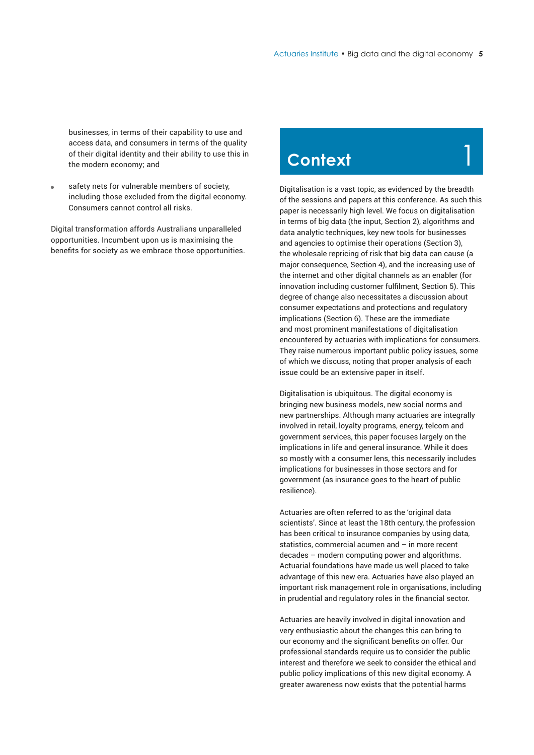businesses, in terms of their capability to use and access data, and consumers in terms of the quality of their digital identity and their ability to use this in the modern economy; and

- safety nets for vulnerable members of society, including those excluded from the digital economy. Consumers cannot control all risks.

Digital transformation affords Australians unparalleled opportunities. Incumbent upon us is maximising the benefits for society as we embrace those opportunities.

# 1 Context

Digitalisation is a vast topic, as evidenced by the breadth of the sessions and papers at this conference. As such this paper is necessarily high level. We focus on digitalisation in terms of big data (the input, Section 2), algorithms and data analytic techniques, key new tools for businesses and agencies to optimise their operations (Section 3), the wholesale repricing of risk that big data can cause (a major consequence, Section 4), and the increasing use of the internet and other digital channels as an enabler (for innovation including customer fulfilment, Section 5). This degree of change also necessitates a discussion about consumer expectations and protections and regulatory implications (Section 6). These are the immediate and most prominent manifestations of digitalisation encountered by actuaries with implications for consumers. They raise numerous important public policy issues, some of which we discuss, noting that proper analysis of each issue could be an extensive paper in itself.

Digitalisation is ubiquitous. The digital economy is bringing new business models, new social norms and new partnerships. Although many actuaries are integrally involved in retail, loyalty programs, energy, telcom and government services, this paper focuses largely on the implications in life and general insurance. While it does so mostly with a consumer lens, this necessarily includes implications for businesses in those sectors and for government (as insurance goes to the heart of public resilience).

Actuaries are often referred to as the 'original data scientists'. Since at least the 18th century, the profession has been critical to insurance companies by using data, statistics, commercial acumen and – in more recent decades – modern computing power and algorithms. Actuarial foundations have made us well placed to take advantage of this new era. Actuaries have also played an important risk management role in organisations, including in prudential and regulatory roles in the financial sector.

Actuaries are heavily involved in digital innovation and very enthusiastic about the changes this can bring to our economy and the significant benefits on offer. Our professional standards require us to consider the public interest and therefore we seek to consider the ethical and public policy implications of this new digital economy. A greater awareness now exists that the potential harms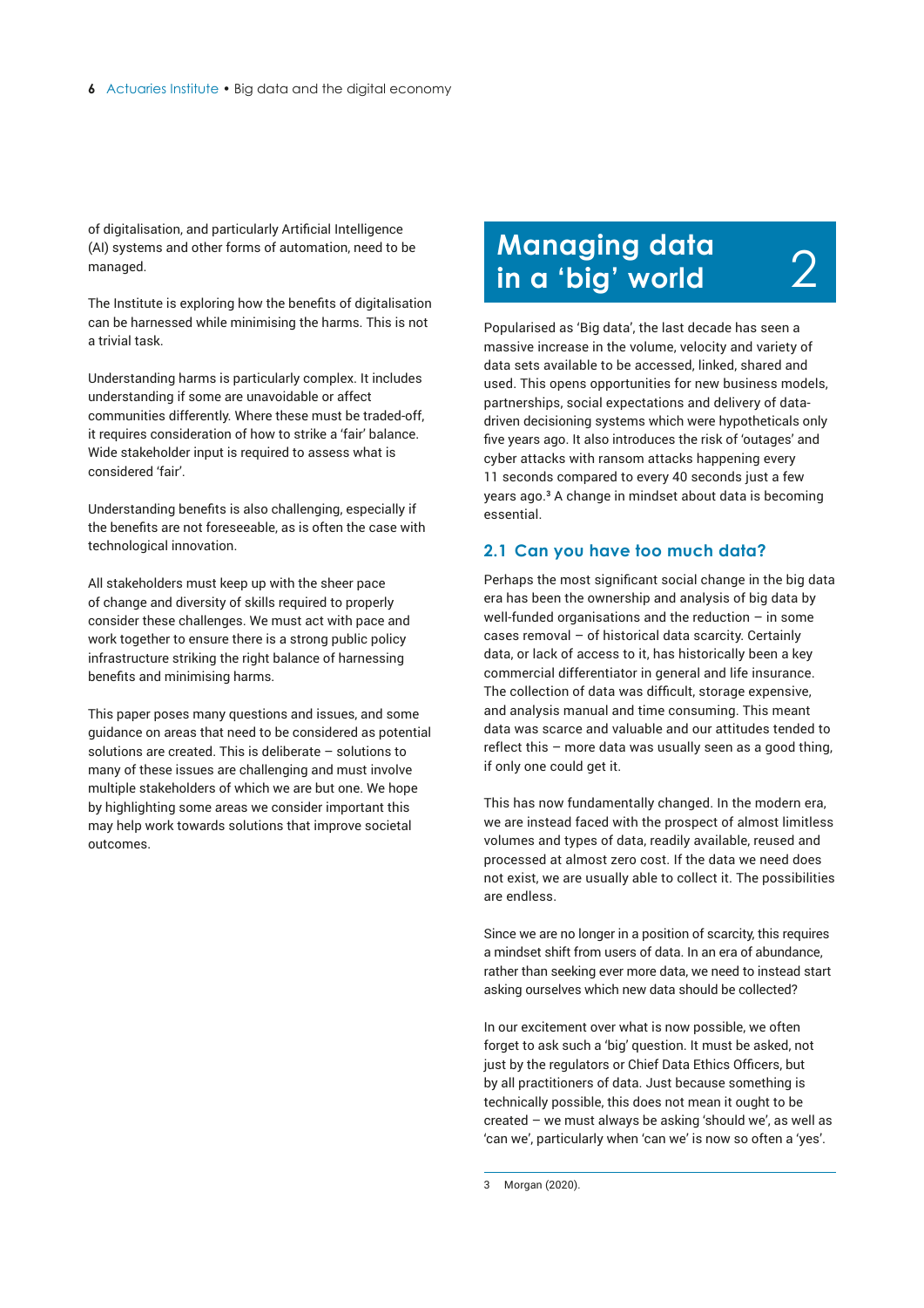of digitalisation, and particularly Artificial Intelligence (AI) systems and other forms of automation, need to be managed.

The Institute is exploring how the benefits of digitalisation can be harnessed while minimising the harms. This is not a trivial task.

Understanding harms is particularly complex. It includes understanding if some are unavoidable or affect communities differently. Where these must be traded-off, it requires consideration of how to strike a 'fair' balance. Wide stakeholder input is required to assess what is considered 'fair'.

Understanding benefits is also challenging, especially if the benefits are not foreseeable, as is often the case with technological innovation.

All stakeholders must keep up with the sheer pace of change and diversity of skills required to properly consider these challenges. We must act with pace and work together to ensure there is a strong public policy infrastructure striking the right balance of harnessing benefits and minimising harms.

This paper poses many questions and issues, and some guidance on areas that need to be considered as potential solutions are created. This is deliberate – solutions to many of these issues are challenging and must involve multiple stakeholders of which we are but one. We hope by highlighting some areas we consider important this may help work towards solutions that improve societal outcomes.

# 2 Managing data in a 'big' world

Popularised as 'Big data', the last decade has seen a massive increase in the volume, velocity and variety of data sets available to be accessed, linked, shared and used. This opens opportunities for new business models, partnerships, social expectations and delivery of data-driven decisioning systems which were hypotheticals only five years ago. It also introduces the risk of 'outages' and cyber attacks with ransom attacks happening every 11 seconds compared to every 40 seconds just a few years ago.[3] A change in mindset about data is becoming essential.

## 2.1 Can you have too much data?

Perhaps the most significant social change in the big data era has been the ownership and analysis of big data by well-funded organisations and the reduction – in some cases removal – of historical data scarcity. Certainly data, or lack of access to it, has historically been a key commercial differentiator in general and life insurance. The collection of data was difficult, storage expensive, and analysis manual and time consuming. This meant data was scarce and valuable and our attitudes tended to reflect this – more data was usually seen as a good thing, if only one could get it.

This has now fundamentally changed. In the modern era, we are instead faced with the prospect of almost limitless volumes and types of data, readily available, reused and processed at almost zero cost. If the data we need does not exist, we are usually able to collect it. The possibilities are endless.

Since we are no longer in a position of scarcity, this requires a mindset shift from users of data. In an era of abundance, rather than seeking ever more data, we need to instead start asking ourselves which new data should be collected?

In our excitement over what is now possible, we often forget to ask such a 'big' question. It must be asked, not just by the regulators or Chief Data Ethics Officers, but by all practitioners of data. Just because something is technically possible, this does not mean it ought to be created – we must always be asking 'should we', as well as 'can we', particularly when 'can we' is now so often a 'yes'.

---

3 Morgan (2020).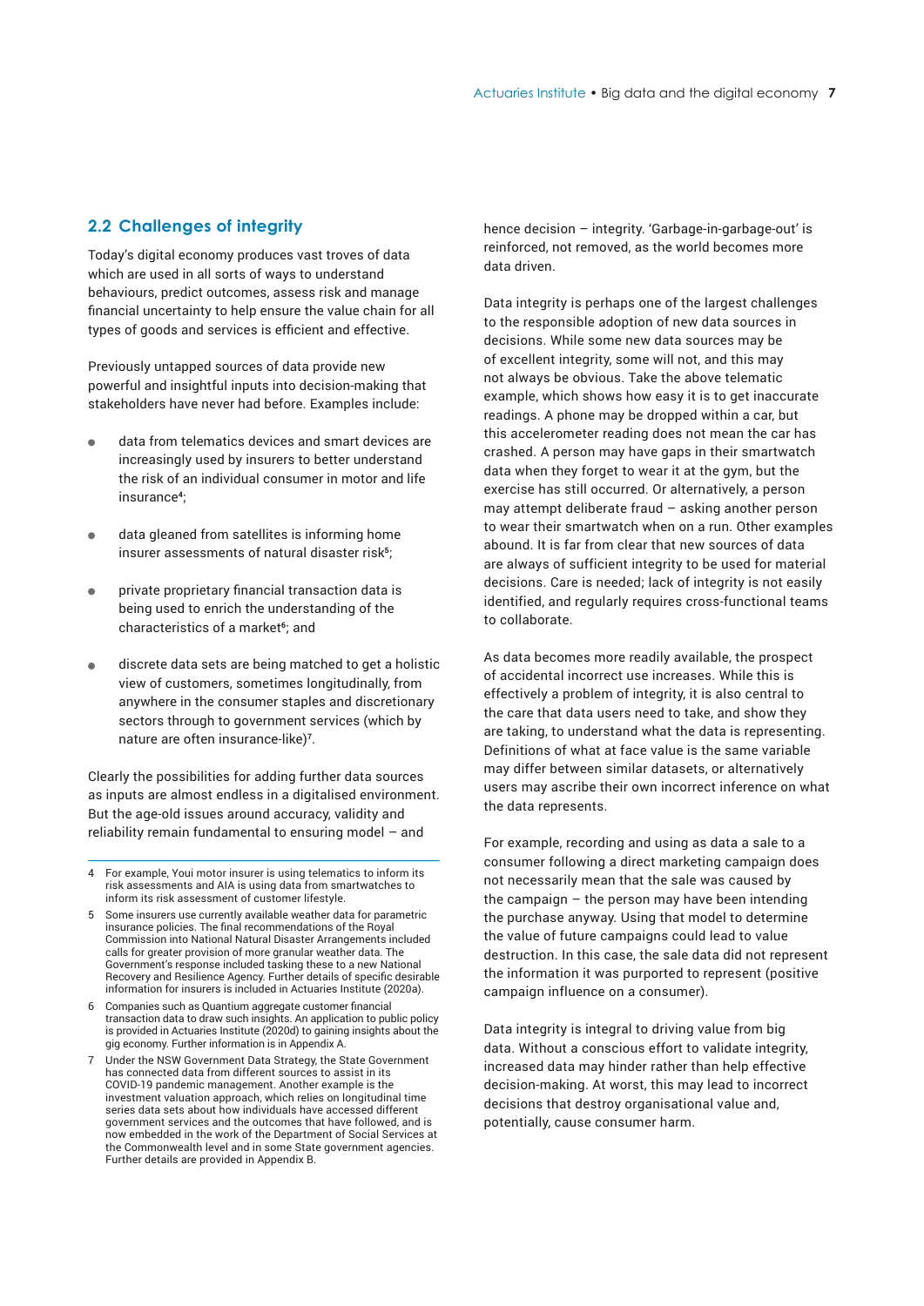## 2.2 Challenges of integrity

Today's digital economy produces vast troves of data which are used in all sorts of ways to understand behaviours, predict outcomes, assess risk and manage financial uncertainty to help ensure the value chain for all types of goods and services is efficient and effective.

Previously untapped sources of data provide new powerful and insightful inputs into decision-making that stakeholders have never had before. Examples include:

- data from telematics devices and smart devices are increasingly used by insurers to better understand the risk of an individual consumer in motor and life insurance[4];
- data gleaned from satellites is informing home insurer assessments of natural disaster risk[5];
- private proprietary financial transaction data is being used to enrich the understanding of the characteristics of a market[6]; and
- discrete data sets are being matched to get a holistic view of customers, sometimes longitudinally, from anywhere in the consumer staples and discretionary sectors through to government services (which by nature are often insurance-like)[7].

Clearly the possibilities for adding further data sources as inputs are almost endless in a digitalised environment. But the age-old issues around accuracy, validity and reliability remain fundamental to ensuring model – and hence decision – integrity. 'Garbage-in-garbage-out' is reinforced, not removed, as the world becomes more data driven.

Data integrity is perhaps one of the largest challenges to the responsible adoption of new data sources in decisions. While some new data sources may be of excellent integrity, some will not, and this may not always be obvious. Take the above telematic example, which shows how easy it is to get inaccurate readings. A phone may be dropped within a car, but this accelerometer reading does not mean the car has crashed. A person may have gaps in their smartwatch data when they forget to wear it at the gym, but the exercise has still occurred. Or alternatively, a person may attempt deliberate fraud – asking another person to wear their smartwatch when on a run. Other examples abound. It is far from clear that new sources of data are always of sufficient integrity to be used for material decisions. Care is needed; lack of integrity is not easily identified, and regularly requires cross-functional teams to collaborate.

As data becomes more readily available, the prospect of accidental incorrect use increases. While this is effectively a problem of integrity, it is also central to the care that data users need to take, and show they are taking, to understand what the data is representing. Definitions of what at face value is the same variable may differ between similar datasets, or alternatively users may ascribe their own incorrect inference on what the data represents.

For example, recording and using as data a sale to a consumer following a direct marketing campaign does not necessarily mean that the sale was caused by the campaign – the person may have been intending the purchase anyway. Using that model to determine the value of future campaigns could lead to value destruction. In this case, the sale data did not represent the information it was purported to represent (positive campaign influence on a consumer).

Data integrity is integral to driving value from big data. Without a conscious effort to validate integrity, increased data may hinder rather than help effective decision-making. At worst, this may lead to incorrect decisions that destroy organisational value and, potentially, cause consumer harm.

---

4 For example, Youi motor insurer is using telematics to inform its risk assessments and AIA is using data from smartwatches to inform its risk assessment of customer lifestyle.

5 Some insurers use currently available weather data for parametric insurance policies. The final recommendations of the Royal Commission into National Natural Disaster Arrangements included calls for greater provision of more granular weather data. The Government's response included tasking these to a new National Recovery and Resilience Agency. Further details of specific desirable information for insurers is included in Actuaries Institute (2020a).

6 Companies such as Quantium aggregate customer financial transaction data to draw such insights. An application to public policy is provided in Actuaries Institute (2020d) to gaining insights about the gig economy. Further information is in Appendix A.

7 Under the NSW Government Data Strategy, the State Government has connected data from different sources to assist in its COVID-19 pandemic management. Another example is the investment valuation approach, which relies on longitudinal time series data sets about how individuals have accessed different government services and the outcomes that have followed, and is now embedded in the work of the Department of Social Services at the Commonwealth level and in some State government agencies. Further details are provided in Appendix B.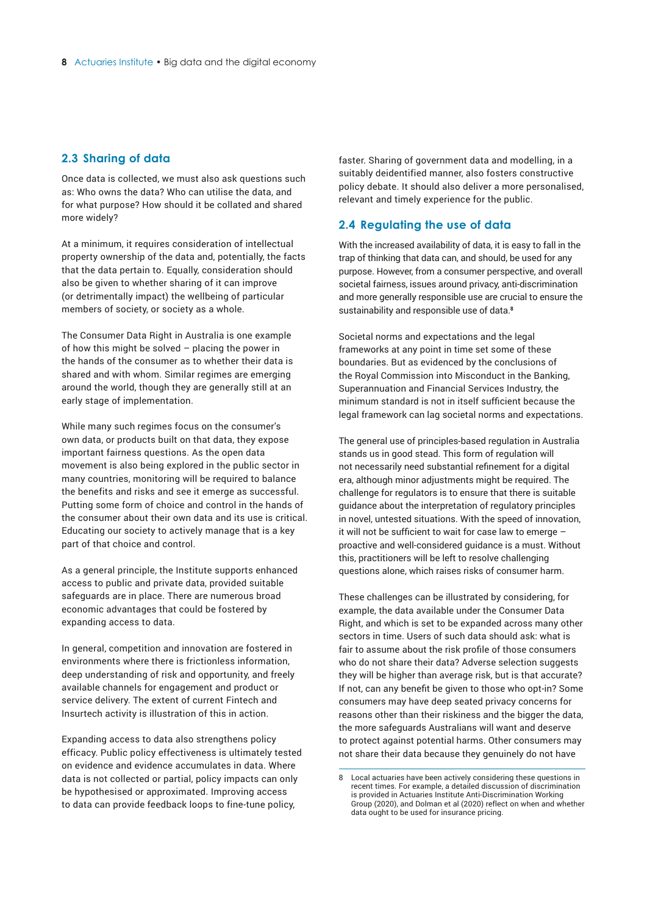## 2.3 Sharing of data

Once data is collected, we must also ask questions such as: Who owns the data? Who can utilise the data, and for what purpose? How should it be collated and shared more widely?

At a minimum, it requires consideration of intellectual property ownership of the data and, potentially, the facts that the data pertain to. Equally, consideration should also be given to whether sharing of it can improve (or detrimentally impact) the wellbeing of particular members of society, or society as a whole.

The Consumer Data Right in Australia is one example of how this might be solved – placing the power in the hands of the consumer as to whether their data is shared and with whom. Similar regimes are emerging around the world, though they are generally still at an early stage of implementation.

While many such regimes focus on the consumer's own data, or products built on that data, they expose important fairness questions. As the open data movement is also being explored in the public sector in many countries, monitoring will be required to balance the benefits and risks and see it emerge as successful. Putting some form of choice and control in the hands of the consumer about their own data and its use is critical. Educating our society to actively manage that is a key part of that choice and control.

As a general principle, the Institute supports enhanced access to public and private data, provided suitable safeguards are in place. There are numerous broad economic advantages that could be fostered by expanding access to data.

In general, competition and innovation are fostered in environments where there is frictionless information, deep understanding of risk and opportunity, and freely available channels for engagement and product or service delivery. The extent of current Fintech and Insurtech activity is illustration of this in action.

Expanding access to data also strengthens policy efficacy. Public policy effectiveness is ultimately tested on evidence and evidence accumulates in data. Where data is not collected or partial, policy impacts can only be hypothesised or approximated. Improving access to data can provide feedback loops to fine-tune policy, faster. Sharing of government data and modelling, in a suitably deidentified manner, also fosters constructive policy debate. It should also deliver a more personalised, relevant and timely experience for the public.

## 2.4 Regulating the use of data

With the increased availability of data, it is easy to fall in the trap of thinking that data can, and should, be used for any purpose. However, from a consumer perspective, and overall societal fairness, issues around privacy, anti-discrimination and more generally responsible use are crucial to ensure the sustainability and responsible use of data.[8]

Societal norms and expectations and the legal frameworks at any point in time set some of these boundaries. But as evidenced by the conclusions of the Royal Commission into Misconduct in the Banking, Superannuation and Financial Services Industry, the minimum standard is not in itself sufficient because the legal framework can lag societal norms and expectations.

The general use of principles-based regulation in Australia stands us in good stead. This form of regulation will not necessarily need substantial refinement for a digital era, although minor adjustments might be required. The challenge for regulators is to ensure that there is suitable guidance about the interpretation of regulatory principles in novel, untested situations. With the speed of innovation, it will not be sufficient to wait for case law to emerge – proactive and well-considered guidance is a must. Without this, practitioners will be left to resolve challenging questions alone, which raises risks of consumer harm.

These challenges can be illustrated by considering, for example, the data available under the Consumer Data Right, and which is set to be expanded across many other sectors in time. Users of such data should ask: what is fair to assume about the risk profile of those consumers who do not share their data? Adverse selection suggests they will be higher than average risk, but is that accurate? If not, can any benefit be given to those who opt-in? Some consumers may have deep seated privacy concerns for reasons other than their riskiness and the bigger the data, the more safeguards Australians will want and deserve to protect against potential harms. Other consumers may not share their data because they genuinely do not have

---

[8] Local actuaries have been actively considering these questions in recent times. For example, a detailed discussion of discrimination is provided in Actuaries Institute Anti-Discrimination Working Group (2020), and Dolman et al (2020) reflect on when and whether data ought to be used for insurance pricing.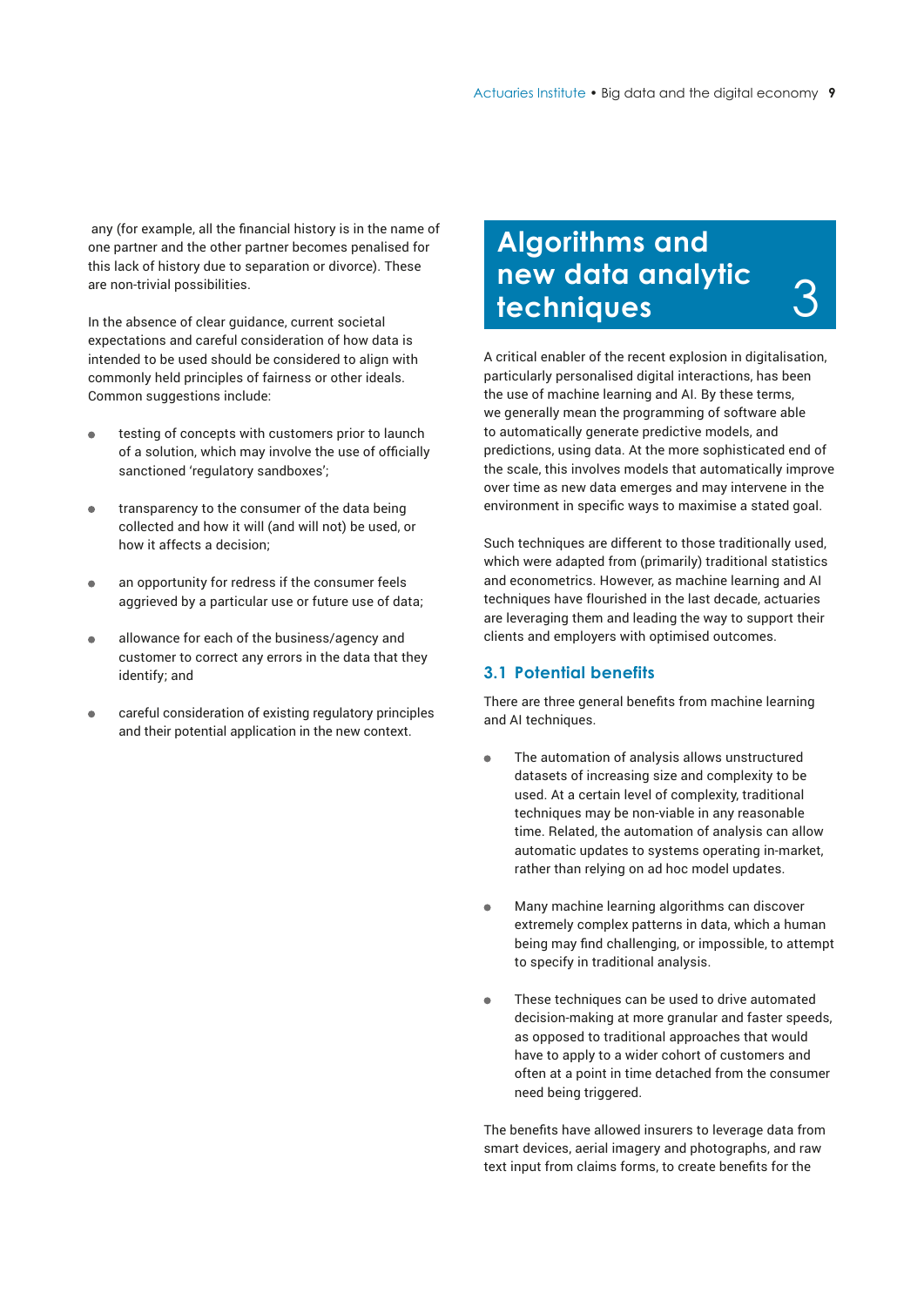any (for example, all the financial history is in the name of one partner and the other partner becomes penalised for this lack of history due to separation or divorce). These are non-trivial possibilities.

In the absence of clear guidance, current societal expectations and careful consideration of how data is intended to be used should be considered to align with commonly held principles of fairness or other ideals. Common suggestions include:

- testing of concepts with customers prior to launch of a solution, which may involve the use of officially sanctioned 'regulatory sandboxes';
- transparency to the consumer of the data being collected and how it will (and will not) be used, or how it affects a decision;
- an opportunity for redress if the consumer feels aggrieved by a particular use or future use of data;
- allowance for each of the business/agency and customer to correct any errors in the data that they identify; and
- careful consideration of existing regulatory principles and their potential application in the new context.

# 3 Algorithms and new data analytic techniques

A critical enabler of the recent explosion in digitalisation, particularly personalised digital interactions, has been the use of machine learning and AI. By these terms, we generally mean the programming of software able to automatically generate predictive models, and predictions, using data. At the more sophisticated end of the scale, this involves models that automatically improve over time as new data emerges and may intervene in the environment in specific ways to maximise a stated goal.

Such techniques are different to those traditionally used, which were adapted from (primarily) traditional statistics and econometrics. However, as machine learning and AI techniques have flourished in the last decade, actuaries are leveraging them and leading the way to support their clients and employers with optimised outcomes.

## 3.1 Potential benefits

There are three general benefits from machine learning and AI techniques.

- The automation of analysis allows unstructured datasets of increasing size and complexity to be used. At a certain level of complexity, traditional techniques may be non-viable in any reasonable time. Related, the automation of analysis can allow automatic updates to systems operating in-market, rather than relying on ad hoc model updates.
- Many machine learning algorithms can discover extremely complex patterns in data, which a human being may find challenging, or impossible, to attempt to specify in traditional analysis.
- These techniques can be used to drive automated decision-making at more granular and faster speeds, as opposed to traditional approaches that would have to apply to a wider cohort of customers and often at a point in time detached from the consumer need being triggered.

The benefits have allowed insurers to leverage data from smart devices, aerial imagery and photographs, and raw text input from claims forms, to create benefits for the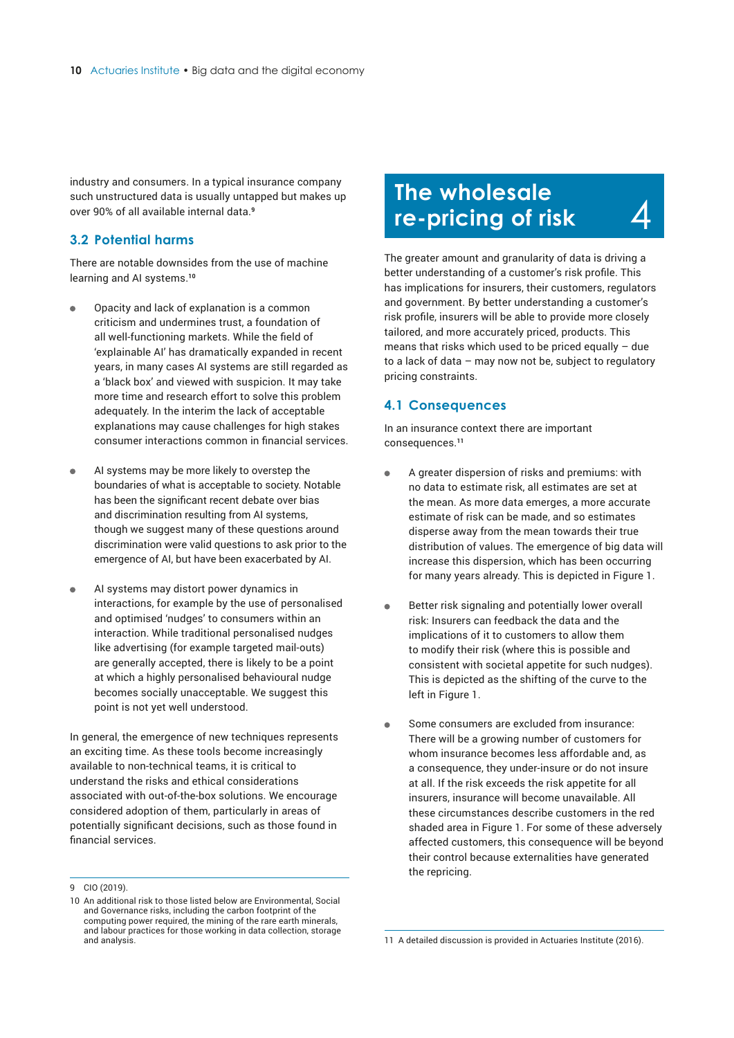industry and consumers. In a typical insurance company such unstructured data is usually untapped but makes up over 90% of all available internal data.[9]

## 3.2 Potential harms

There are notable downsides from the use of machine learning and AI systems.[10]

- Opacity and lack of explanation is a common criticism and undermines trust, a foundation of all well-functioning markets. While the field of 'explainable AI' has dramatically expanded in recent years, in many cases AI systems are still regarded as a 'black box' and viewed with suspicion. It may take more time and research effort to solve this problem adequately. In the interim the lack of acceptable explanations may cause challenges for high stakes consumer interactions common in financial services.

- AI systems may be more likely to overstep the boundaries of what is acceptable to society. Notable has been the significant recent debate over bias and discrimination resulting from AI systems, though we suggest many of these questions around discrimination were valid questions to ask prior to the emergence of AI, but have been exacerbated by AI.

- AI systems may distort power dynamics in interactions, for example by the use of personalised and optimised 'nudges' to consumers within an interaction. While traditional personalised nudges like advertising (for example targeted mail-outs) are generally accepted, there is likely to be a point at which a highly personalised behavioural nudge becomes socially unacceptable. We suggest this point is not yet well understood.

In general, the emergence of new techniques represents an exciting time. As these tools become increasingly available to non-technical teams, it is critical to understand the risks and ethical considerations associated with out-of-the-box solutions. We encourage considered adoption of them, particularly in areas of potentially significant decisions, such as those found in financial services.

9 CIO (2019).

10 An additional risk to those listed below are Environmental, Social and Governance risks, including the carbon footprint of the computing power required, the mining of the rare earth minerals, and labour practices for those working in data collection, storage and analysis.

# 4 The wholesale re-pricing of risk

The greater amount and granularity of data is driving a better understanding of a customer's risk profile. This has implications for insurers, their customers, regulators and government. By better understanding a customer's risk profile, insurers will be able to provide more closely tailored, and more accurately priced, products. This means that risks which used to be priced equally – due to a lack of data – may now not be, subject to regulatory pricing constraints.

## 4.1 Consequences

In an insurance context there are important consequences.[11]

- A greater dispersion of risks and premiums: with no data to estimate risk, all estimates are set at the mean. As more data emerges, a more accurate estimate of risk can be made, and so estimates disperse away from the mean towards their true distribution of values. The emergence of big data will increase this dispersion, which has been occurring for many years already. This is depicted in Figure 1.

- Better risk signaling and potentially lower overall risk: Insurers can feedback the data and the implications of it to customers to allow them to modify their risk (where this is possible and consistent with societal appetite for such nudges). This is depicted as the shifting of the curve to the left in Figure 1.

- Some consumers are excluded from insurance: There will be a growing number of customers for whom insurance becomes less affordable and, as a consequence, they under-insure or do not insure at all. If the risk exceeds the risk appetite for all insurers, insurance will become unavailable. All these circumstances describe customers in the red shaded area in Figure 1. For some of these adversely affected customers, this consequence will be beyond their control because externalities have generated the repricing.

11 A detailed discussion is provided in Actuaries Institute (2016).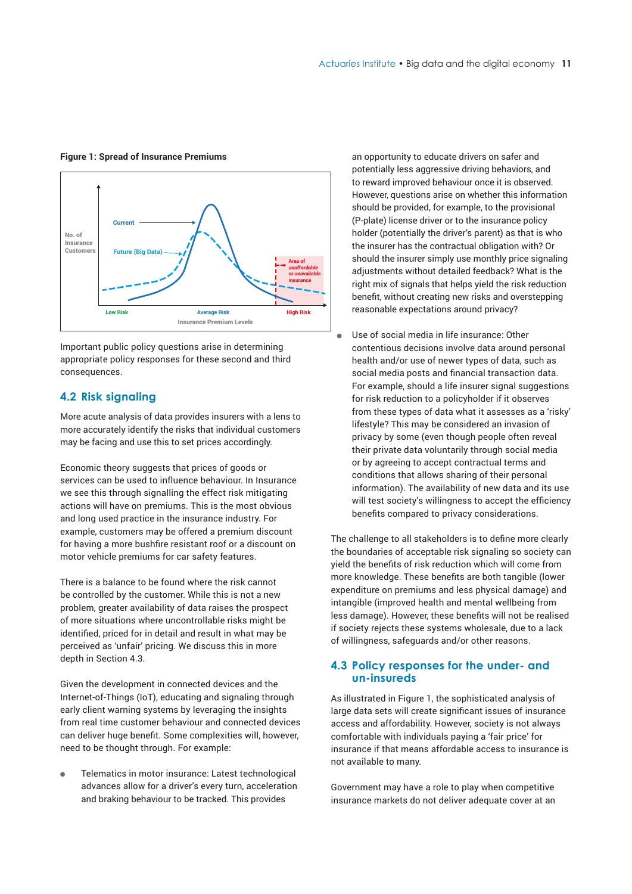**Figure 1: Spread of Insurance Premiums**

Important public policy questions arise in determining appropriate policy responses for these second and third consequences.

## 4.2 Risk signaling

More acute analysis of data provides insurers with a lens to more accurately identify the risks that individual customers may be facing and use this to set prices accordingly.

Economic theory suggests that prices of goods or services can be used to influence behaviour. In Insurance we see this through signalling the effect risk mitigating actions will have on premiums. This is the most obvious and long used practice in the insurance industry. For example, customers may be offered a premium discount for having a more bushfire resistant roof or a discount on motor vehicle premiums for car safety features.

There is a balance to be found where the risk cannot be controlled by the customer. While this is not a new problem, greater availability of data raises the prospect of more situations where uncontrollable risks might be identified, priced for in detail and result in what may be perceived as 'unfair' pricing. We discuss this in more depth in Section 4.3.

Given the development in connected devices and the Internet-of-Things (IoT), educating and signaling through early client warning systems by leveraging the insights from real time customer behaviour and connected devices can deliver huge benefit. Some complexities will, however, need to be thought through. For example:

- Telematics in motor insurance: Latest technological advances allow for a driver's every turn, acceleration and braking behaviour to be tracked. This provides an opportunity to educate drivers on safer and potentially less aggressive driving behaviors, and to reward improved behaviour once it is observed. However, questions arise on whether this information should be provided, for example, to the provisional (P-plate) license driver or to the insurance policy holder (potentially the driver's parent) as that is who the insurer has the contractual obligation with? Or should the insurer simply use monthly price signaling adjustments without detailed feedback? What is the right mix of signals that helps yield the risk reduction benefit, without creating new risks and overstepping reasonable expectations around privacy?

- Use of social media in life insurance: Other contentious decisions involve data around personal health and/or use of newer types of data, such as social media posts and financial transaction data. For example, should a life insurer signal suggestions for risk reduction to a policyholder if it observes from these types of data what it assesses as a 'risky' lifestyle? This may be considered an invasion of privacy by some (even though people often reveal their private data voluntarily through social media or by agreeing to accept contractual terms and conditions that allows sharing of their personal information). The availability of new data and its use will test society's willingness to accept the efficiency benefits compared to privacy considerations.

The challenge to all stakeholders is to define more clearly the boundaries of acceptable risk signaling so society can yield the benefits of risk reduction which will come from more knowledge. These benefits are both tangible (lower expenditure on premiums and less physical damage) and intangible (improved health and mental wellbeing from less damage). However, these benefits will not be realised if society rejects these systems wholesale, due to a lack of willingness, safeguards and/or other reasons.

## 4.3 Policy responses for the under- and un-insureds

As illustrated in Figure 1, the sophisticated analysis of large data sets will create significant issues of insurance access and affordability. However, society is not always comfortable with individuals paying a 'fair price' for insurance if that means affordable access to insurance is not available to many.

Government may have a role to play when competitive insurance markets do not deliver adequate cover at an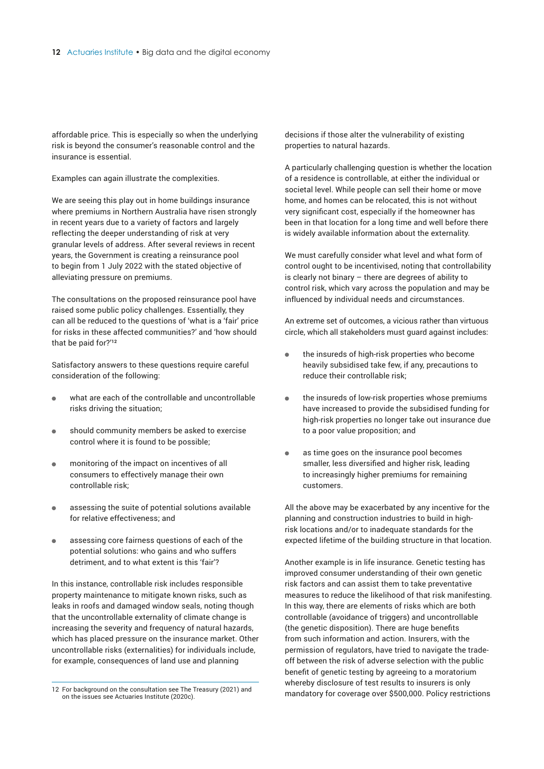affordable price. This is especially so when the underlying risk is beyond the consumer's reasonable control and the insurance is essential.

Examples can again illustrate the complexities.

We are seeing this play out in home buildings insurance where premiums in Northern Australia have risen strongly in recent years due to a variety of factors and largely reflecting the deeper understanding of risk at very granular levels of address. After several reviews in recent years, the Government is creating a reinsurance pool to begin from 1 July 2022 with the stated objective of alleviating pressure on premiums.

The consultations on the proposed reinsurance pool have raised some public policy challenges. Essentially, they can all be reduced to the questions of 'what is a 'fair' price for risks in these affected communities?' and 'how should that be paid for?'[12]

Satisfactory answers to these questions require careful consideration of the following:

- what are each of the controllable and uncontrollable risks driving the situation;
- should community members be asked to exercise control where it is found to be possible;
- monitoring of the impact on incentives of all consumers to effectively manage their own controllable risk;
- assessing the suite of potential solutions available for relative effectiveness; and
- assessing core fairness questions of each of the potential solutions: who gains and who suffers detriment, and to what extent is this 'fair'?

In this instance, controllable risk includes responsible property maintenance to mitigate known risks, such as leaks in roofs and damaged window seals, noting though that the uncontrollable externality of climate change is increasing the severity and frequency of natural hazards, which has placed pressure on the insurance market. Other uncontrollable risks (externalities) for individuals include, for example, consequences of land use and planning decisions if those alter the vulnerability of existing properties to natural hazards.

A particularly challenging question is whether the location of a residence is controllable, at either the individual or societal level. While people can sell their home or move home, and homes can be relocated, this is not without very significant cost, especially if the homeowner has been in that location for a long time and well before there is widely available information about the externality.

We must carefully consider what level and what form of control ought to be incentivised, noting that controllability is clearly not binary – there are degrees of ability to control risk, which vary across the population and may be influenced by individual needs and circumstances.

An extreme set of outcomes, a vicious rather than virtuous circle, which all stakeholders must guard against includes:

- the insureds of high-risk properties who become heavily subsidised take few, if any, precautions to reduce their controllable risk;
- the insureds of low-risk properties whose premiums have increased to provide the subsidised funding for high-risk properties no longer take out insurance due to a poor value proposition; and
- as time goes on the insurance pool becomes smaller, less diversified and higher risk, leading to increasingly higher premiums for remaining customers.

All the above may be exacerbated by any incentive for the planning and construction industries to build in high-risk locations and/or to inadequate standards for the expected lifetime of the building structure in that location.

Another example is in life insurance. Genetic testing has improved consumer understanding of their own genetic risk factors and can assist them to take preventative measures to reduce the likelihood of that risk manifesting. In this way, there are elements of risks which are both controllable (avoidance of triggers) and uncontrollable (the genetic disposition). There are huge benefits from such information and action. Insurers, with the permission of regulators, have tried to navigate the trade-off between the risk of adverse selection with the public benefit of genetic testing by agreeing to a moratorium whereby disclosure of test results to insurers is only mandatory for coverage over $500,000. Policy restrictions

---

12 For background on the consultation see The Treasury (2021) and on the issues see Actuaries Institute (2020c).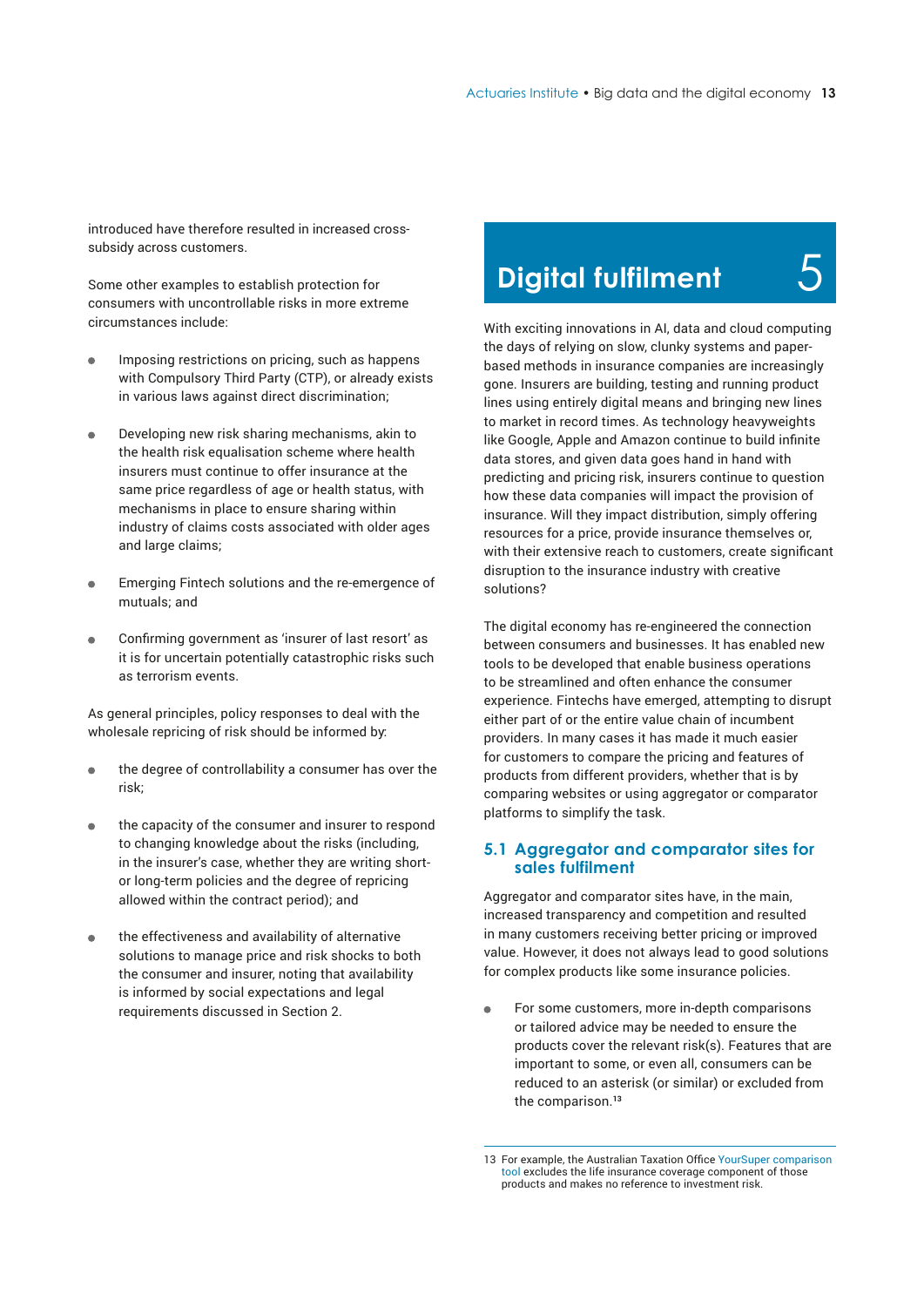introduced have therefore resulted in increased cross-subsidy across customers.

Some other examples to establish protection for consumers with uncontrollable risks in more extreme circumstances include:

- Imposing restrictions on pricing, such as happens with Compulsory Third Party (CTP), or already exists in various laws against direct discrimination;
- Developing new risk sharing mechanisms, akin to the health risk equalisation scheme where health insurers must continue to offer insurance at the same price regardless of age or health status, with mechanisms in place to ensure sharing within industry of claims costs associated with older ages and large claims;
- Emerging Fintech solutions and the re-emergence of mutuals; and
- Confirming government as 'insurer of last resort' as it is for uncertain potentially catastrophic risks such as terrorism events.

As general principles, policy responses to deal with the wholesale repricing of risk should be informed by:

- the degree of controllability a consumer has over the risk;
- the capacity of the consumer and insurer to respond to changing knowledge about the risks (including, in the insurer's case, whether they are writing short- or long-term policies and the degree of repricing allowed within the contract period); and
- the effectiveness and availability of alternative solutions to manage price and risk shocks to both the consumer and insurer, noting that availability is informed by social expectations and legal requirements discussed in Section 2.

# Digital fulfilment 5

With exciting innovations in AI, data and cloud computing the days of relying on slow, clunky systems and paper-based methods in insurance companies are increasingly gone. Insurers are building, testing and running product lines using entirely digital means and bringing new lines to market in record times. As technology heavyweights like Google, Apple and Amazon continue to build infinite data stores, and given data goes hand in hand with predicting and pricing risk, insurers continue to question how these data companies will impact the provision of insurance. Will they impact distribution, simply offering resources for a price, provide insurance themselves or, with their extensive reach to customers, create significant disruption to the insurance industry with creative solutions?

The digital economy has re-engineered the connection between consumers and businesses. It has enabled new tools to be developed that enable business operations to be streamlined and often enhance the consumer experience. Fintechs have emerged, attempting to disrupt either part of or the entire value chain of incumbent providers. In many cases it has made it much easier for customers to compare the pricing and features of products from different providers, whether that is by comparing websites or using aggregator or comparator platforms to simplify the task.

## 5.1 Aggregator and comparator sites for sales fulfilment

Aggregator and comparator sites have, in the main, increased transparency and competition and resulted in many customers receiving better pricing or improved value. However, it does not always lead to good solutions for complex products like some insurance policies.

- For some customers, more in-depth comparisons or tailored advice may be needed to ensure the products cover the relevant risk(s). Features that are important to some, or even all, consumers can be reduced to an asterisk (or similar) or excluded from the comparison.[13]

---

13 For example, the Australian Taxation Office YourSuper comparison tool excludes the life insurance coverage component of those products and makes no reference to investment risk.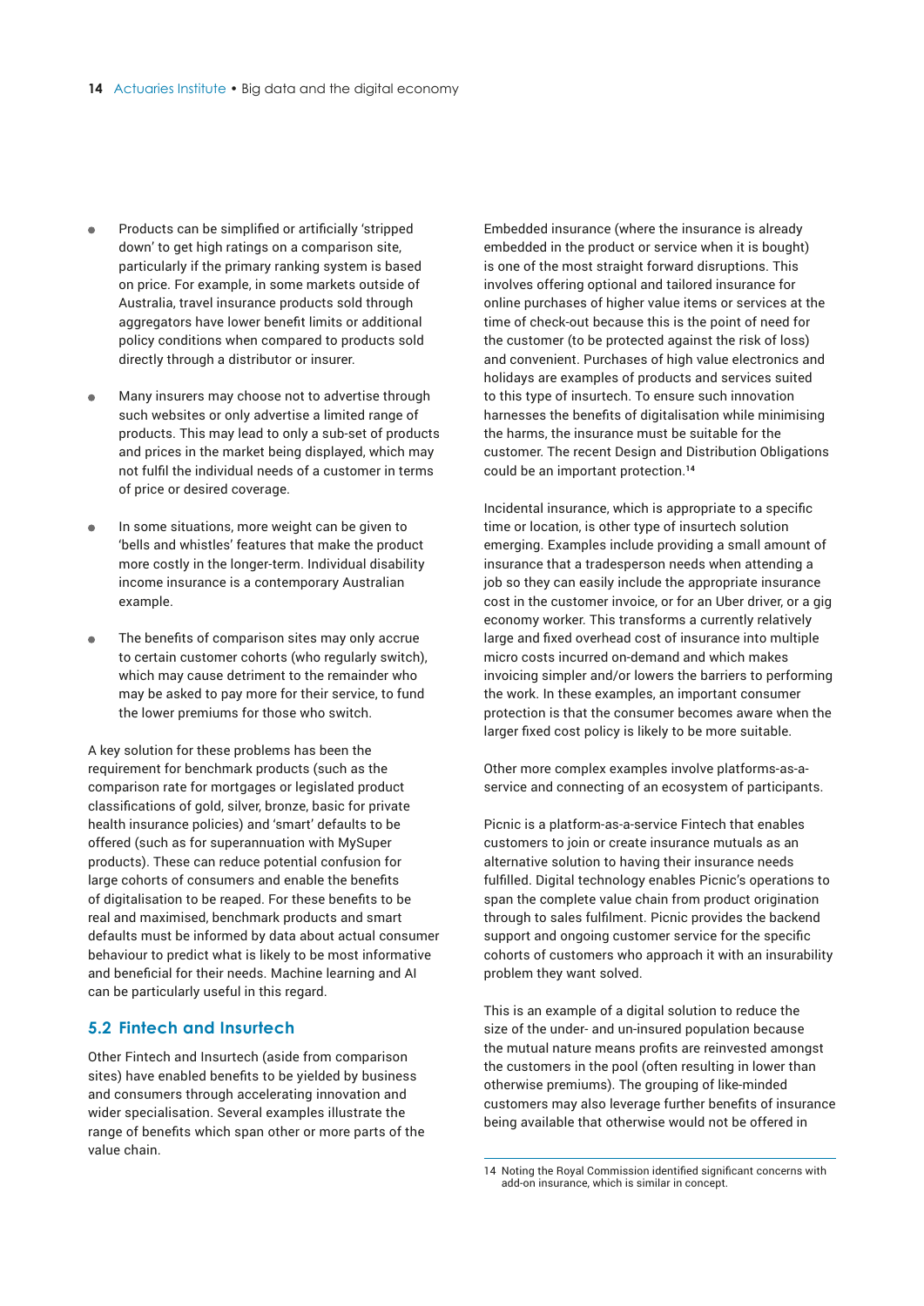- Products can be simplified or artificially 'stripped down' to get high ratings on a comparison site, particularly if the primary ranking system is based on price. For example, in some markets outside of Australia, travel insurance products sold through aggregators have lower benefit limits or additional policy conditions when compared to products sold directly through a distributor or insurer.
- Many insurers may choose not to advertise through such websites or only advertise a limited range of products. This may lead to only a sub-set of products and prices in the market being displayed, which may not fulfil the individual needs of a customer in terms of price or desired coverage.
- In some situations, more weight can be given to 'bells and whistles' features that make the product more costly in the longer-term. Individual disability income insurance is a contemporary Australian example.
- The benefits of comparison sites may only accrue to certain customer cohorts (who regularly switch), which may cause detriment to the remainder who may be asked to pay more for their service, to fund the lower premiums for those who switch.

A key solution for these problems has been the requirement for benchmark products (such as the comparison rate for mortgages or legislated product classifications of gold, silver, bronze, basic for private health insurance policies) and 'smart' defaults to be offered (such as for superannuation with MySuper products). These can reduce potential confusion for large cohorts of consumers and enable the benefits of digitalisation to be reaped. For these benefits to be real and maximised, benchmark products and smart defaults must be informed by data about actual consumer behaviour to predict what is likely to be most informative and beneficial for their needs. Machine learning and AI can be particularly useful in this regard.

## 5.2 Fintech and Insurtech

Other Fintech and Insurtech (aside from comparison sites) have enabled benefits to be yielded by business and consumers through accelerating innovation and wider specialisation. Several examples illustrate the range of benefits which span other or more parts of the value chain.

Embedded insurance (where the insurance is already embedded in the product or service when it is bought) is one of the most straight forward disruptions. This involves offering optional and tailored insurance for online purchases of higher value items or services at the time of check-out because this is the point of need for the customer (to be protected against the risk of loss) and convenient. Purchases of high value electronics and holidays are examples of products and services suited to this type of insurtech. To ensure such innovation harnesses the benefits of digitalisation while minimising the harms, the insurance must be suitable for the customer. The recent Design and Distribution Obligations could be an important protection.[14]

Incidental insurance, which is appropriate to a specific time or location, is other type of insurtech solution emerging. Examples include providing a small amount of insurance that a tradesperson needs when attending a job so they can easily include the appropriate insurance cost in the customer invoice, or for an Uber driver, or a gig economy worker. This transforms a currently relatively large and fixed overhead cost of insurance into multiple micro costs incurred on-demand and which makes invoicing simpler and/or lowers the barriers to performing the work. In these examples, an important consumer protection is that the consumer becomes aware when the larger fixed cost policy is likely to be more suitable.

Other more complex examples involve platforms-as-a-service and connecting of an ecosystem of participants.

Picnic is a platform-as-a-service Fintech that enables customers to join or create insurance mutuals as an alternative solution to having their insurance needs fulfilled. Digital technology enables Picnic's operations to span the complete value chain from product origination through to sales fulfilment. Picnic provides the backend support and ongoing customer service for the specific cohorts of customers who approach it with an insurability problem they want solved.

This is an example of a digital solution to reduce the size of the under- and un-insured population because the mutual nature means profits are reinvested amongst the customers in the pool (often resulting in lower than otherwise premiums). The grouping of like-minded customers may also leverage further benefits of insurance being available that otherwise would not be offered in

---

14 Noting the Royal Commission identified significant concerns with add-on insurance, which is similar in concept.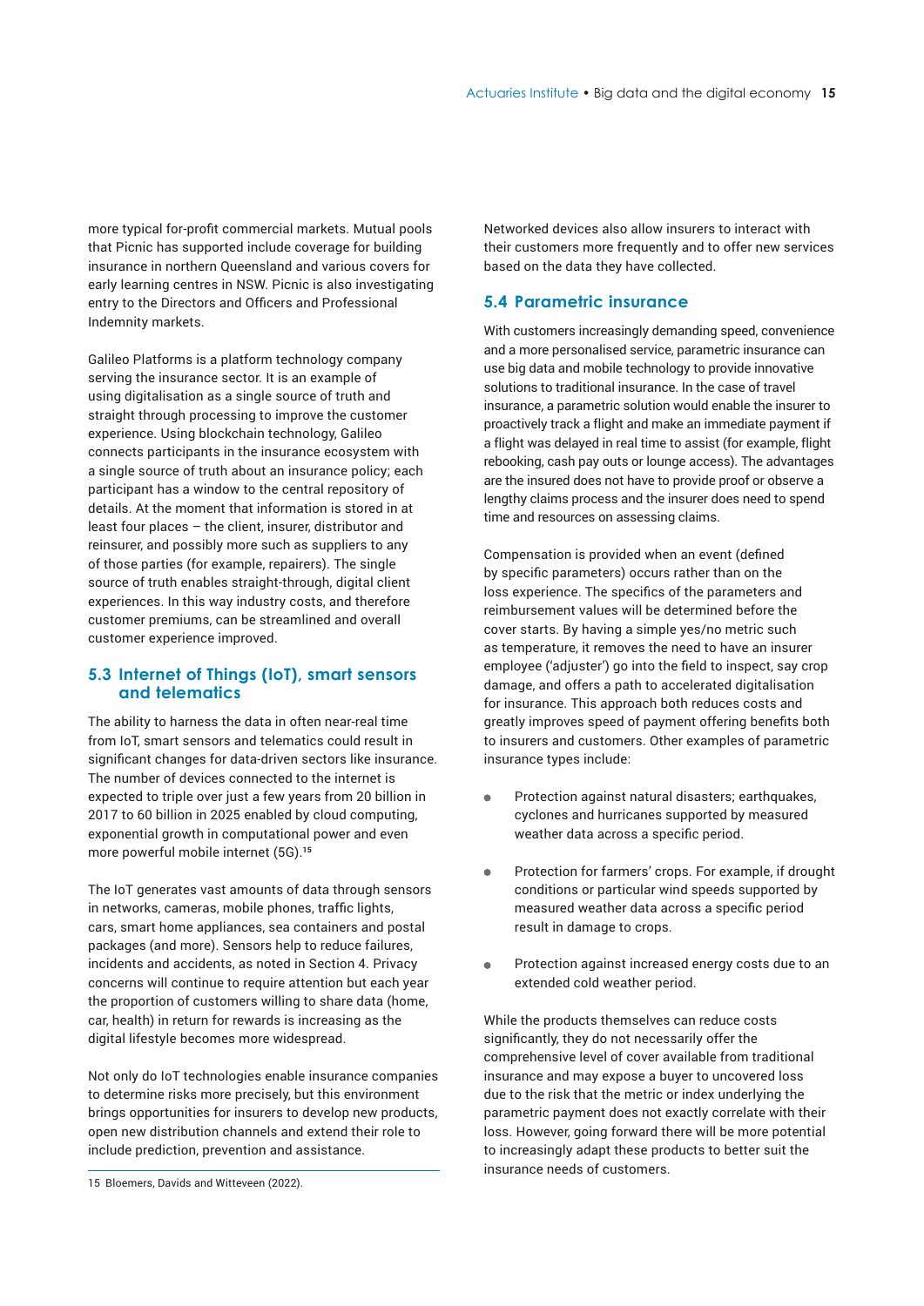more typical for-profit commercial markets. Mutual pools that Picnic has supported include coverage for building insurance in northern Queensland and various covers for early learning centres in NSW. Picnic is also investigating entry to the Directors and Officers and Professional Indemnity markets.

Galileo Platforms is a platform technology company serving the insurance sector. It is an example of using digitalisation as a single source of truth and straight through processing to improve the customer experience. Using blockchain technology, Galileo connects participants in the insurance ecosystem with a single source of truth about an insurance policy; each participant has a window to the central repository of details. At the moment that information is stored in at least four places – the client, insurer, distributor and reinsurer, and possibly more such as suppliers to any of those parties (for example, repairers). The single source of truth enables straight-through, digital client experiences. In this way industry costs, and therefore customer premiums, can be streamlined and overall customer experience improved.

## 5.3 Internet of Things (IoT), smart sensors and telematics

The ability to harness the data in often near-real time from IoT, smart sensors and telematics could result in significant changes for data-driven sectors like insurance. The number of devices connected to the internet is expected to triple over just a few years from 20 billion in 2017 to 60 billion in 2025 enabled by cloud computing, exponential growth in computational power and even more powerful mobile internet (5G).[15]

The IoT generates vast amounts of data through sensors in networks, cameras, mobile phones, traffic lights, cars, smart home appliances, sea containers and postal packages (and more). Sensors help to reduce failures, incidents and accidents, as noted in Section 4. Privacy concerns will continue to require attention but each year the proportion of customers willing to share data (home, car, health) in return for rewards is increasing as the digital lifestyle becomes more widespread.

Not only do IoT technologies enable insurance companies to determine risks more precisely, but this environment brings opportunities for insurers to develop new products, open new distribution channels and extend their role to include prediction, prevention and assistance.

Networked devices also allow insurers to interact with their customers more frequently and to offer new services based on the data they have collected.

## 5.4 Parametric insurance

With customers increasingly demanding speed, convenience and a more personalised service, parametric insurance can use big data and mobile technology to provide innovative solutions to traditional insurance. In the case of travel insurance, a parametric solution would enable the insurer to proactively track a flight and make an immediate payment if a flight was delayed in real time to assist (for example, flight rebooking, cash pay outs or lounge access). The advantages are the insured does not have to provide proof or observe a lengthy claims process and the insurer does need to spend time and resources on assessing claims.

Compensation is provided when an event (defined by specific parameters) occurs rather than on the loss experience. The specifics of the parameters and reimbursement values will be determined before the cover starts. By having a simple yes/no metric such as temperature, it removes the need to have an insurer employee ('adjuster') go into the field to inspect, say crop damage, and offers a path to accelerated digitalisation for insurance. This approach both reduces costs and greatly improves speed of payment offering benefits both to insurers and customers. Other examples of parametric insurance types include:

- Protection against natural disasters; earthquakes, cyclones and hurricanes supported by measured weather data across a specific period.
- Protection for farmers' crops. For example, if drought conditions or particular wind speeds supported by measured weather data across a specific period result in damage to crops.
- Protection against increased energy costs due to an extended cold weather period.

While the products themselves can reduce costs significantly, they do not necessarily offer the comprehensive level of cover available from traditional insurance and may expose a buyer to uncovered loss due to the risk that the metric or index underlying the parametric payment does not exactly correlate with their loss. However, going forward there will be more potential to increasingly adapt these products to better suit the insurance needs of customers.

15 Bloemers, Davids and Witteveen (2022).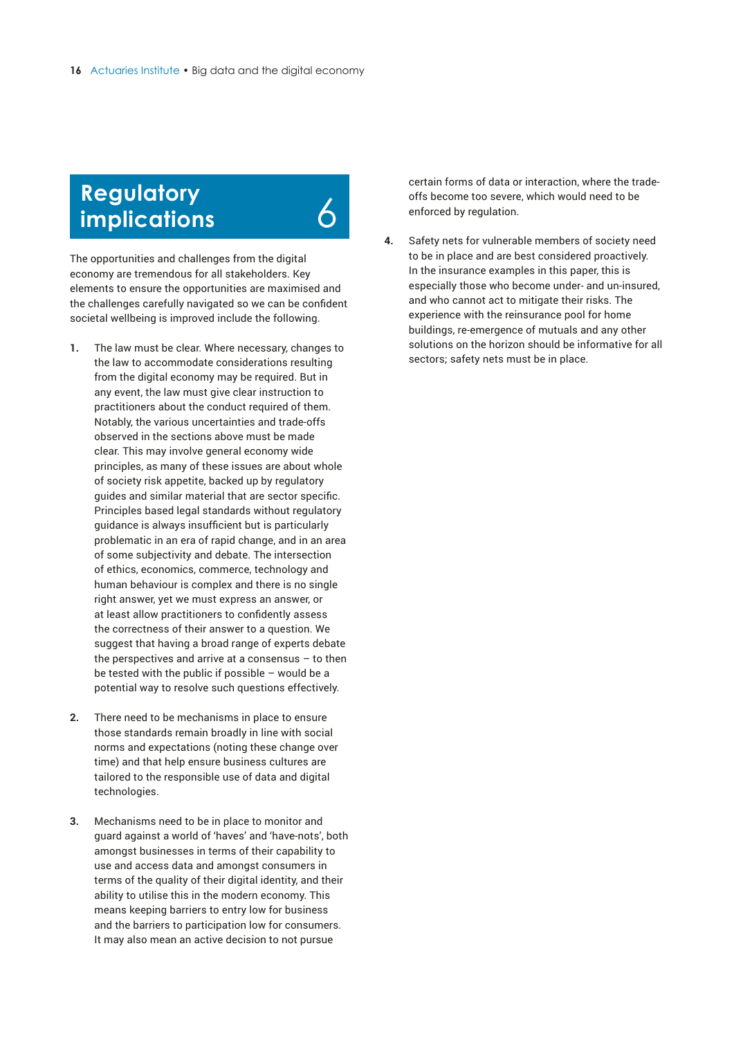# Regulatory implications 6

The opportunities and challenges from the digital economy are tremendous for all stakeholders. Key elements to ensure the opportunities are maximised and the challenges carefully navigated so we can be confident societal wellbeing is improved include the following.

1. The law must be clear. Where necessary, changes to the law to accommodate considerations resulting from the digital economy may be required. But in any event, the law must give clear instruction to practitioners about the conduct required of them. Notably, the various uncertainties and trade-offs observed in the sections above must be made clear. This may involve general economy wide principles, as many of these issues are about whole of society risk appetite, backed up by regulatory guides and similar material that are sector specific. Principles based legal standards without regulatory guidance is always insufficient but is particularly problematic in an era of rapid change, and in an area of some subjectivity and debate. The intersection of ethics, economics, commerce, technology and human behaviour is complex and there is no single right answer, yet we must express an answer, or at least allow practitioners to confidently assess the correctness of their answer to a question. We suggest that having a broad range of experts debate the perspectives and arrive at a consensus – to then be tested with the public if possible – would be a potential way to resolve such questions effectively.

2. There need to be mechanisms in place to ensure those standards remain broadly in line with social norms and expectations (noting these change over time) and that help ensure business cultures are tailored to the responsible use of data and digital technologies.

3. Mechanisms need to be in place to monitor and guard against a world of 'haves' and 'have-nots', both amongst businesses in terms of their capability to use and access data and amongst consumers in terms of the quality of their digital identity, and their ability to utilise this in the modern economy. This means keeping barriers to entry low for business and the barriers to participation low for consumers. It may also mean an active decision to not pursue certain forms of data or interaction, where the trade-offs become too severe, which would need to be enforced by regulation.

4. Safety nets for vulnerable members of society need to be in place and are best considered proactively. In the insurance examples in this paper, this is especially those who become under- and un-insured, and who cannot act to mitigate their risks. The experience with the reinsurance pool for home buildings, re-emergence of mutuals and any other solutions on the horizon should be informative for all sectors; safety nets must be in place.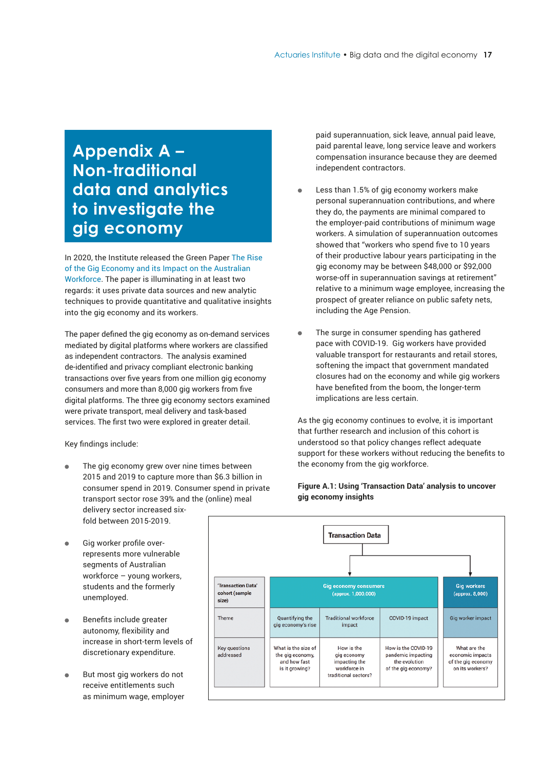# Appendix A – Non-traditional data and analytics to investigate the gig economy

In 2020, the Institute released the Green Paper The Rise of the Gig Economy and its Impact on the Australian Workforce. The paper is illuminating in at least two regards: it uses private data sources and new analytic techniques to provide quantitative and qualitative insights into the gig economy and its workers.

The paper defined the gig economy as on-demand services mediated by digital platforms where workers are classified as independent contractors. The analysis examined de-identified and privacy compliant electronic banking transactions over five years from one million gig economy consumers and more than 8,000 gig workers from five digital platforms. The three gig economy sectors examined were private transport, meal delivery and task-based services. The first two were explored in greater detail.

Key findings include:

- The gig economy grew over nine times between 2015 and 2019 to capture more than $6.3 billion in consumer spend in 2019. Consumer spend in private transport sector rose 39% and the (online) meal delivery sector increased six-fold between 2015-2019.
- Gig worker profile over-represents more vulnerable segments of Australian workforce – young workers, students and the formerly unemployed.
- Benefits include greater autonomy, flexibility and increase in short-term levels of discretionary expenditure.
- But most gig workers do not receive entitlements such as minimum wage, employer paid superannuation, sick leave, annual paid leave, paid parental leave, long service leave and workers compensation insurance because they are deemed independent contractors.
- Less than 1.5% of gig economy workers make personal superannuation contributions, and where they do, the payments are minimal compared to the employer-paid contributions of minimum wage workers. A simulation of superannuation outcomes showed that "workers who spend five to 10 years of their productive labour years participating in the gig economy may be between $48,000 or $92,000 worse-off in superannuation savings at retirement" relative to a minimum wage employee, increasing the prospect of greater reliance on public safety nets, including the Age Pension.
- The surge in consumer spending has gathered pace with COVID-19. Gig workers have provided valuable transport for restaurants and retail stores, softening the impact that government mandated closures had on the economy and while gig workers have benefited from the boom, the longer-term implications are less certain.

As the gig economy continues to evolve, it is important that further research and inclusion of this cohort is understood so that policy changes reflect adequate support for these workers without reducing the benefits to the economy from the gig workforce.

**Figure A.1: Using 'Transaction Data' analysis to uncover gig economy insights**

Transaction Data

| 'Transaction Data' cohort (sample size) | Gig economy consumers (approx. 1,000,000) | | | Gig workers (approx. 8,000) |
|---|---|---|---|---|
| Theme | Quantifying the gig economy's rise | Traditional workforce impact | COVID-19 impact | Gig worker impact |
| Key questions addressed | What is the size of the gig economy, and how fast is it growing? | How is the gig economy impacting the workforce in traditional sectors? | How is the COVID-19 pandemic impacting the evolution of the gig economy? | What are the economic impacts of the gig economy on its workers? |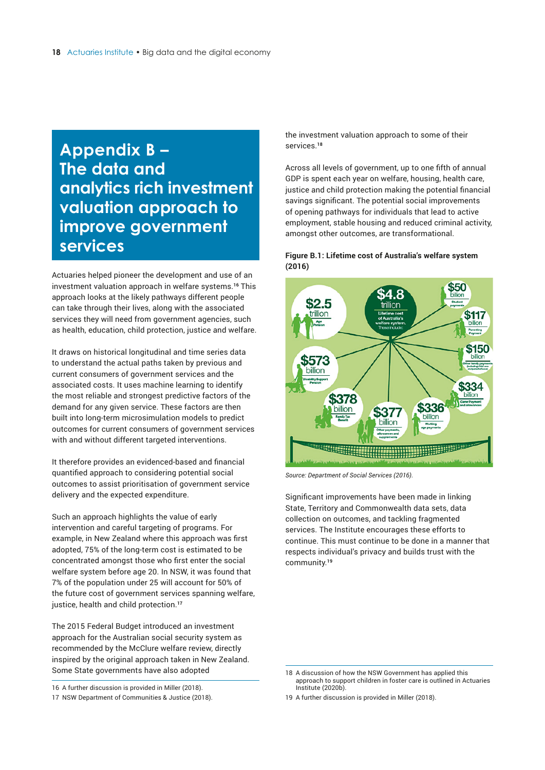# Appendix B – The data and analytics rich investment valuation approach to improve government services

Actuaries helped pioneer the development and use of an investment valuation approach in welfare systems.[16] This approach looks at the likely pathways different people can take through their lives, along with the associated services they will need from government agencies, such as health, education, child protection, justice and welfare.

It draws on historical longitudinal and time series data to understand the actual paths taken by previous and current consumers of government services and the associated costs. It uses machine learning to identify the most reliable and strongest predictive factors of the demand for any given service. These factors are then built into long-term microsimulation models to predict outcomes for current consumers of government services with and without different targeted interventions.

It therefore provides an evidenced-based and financial quantified approach to considering potential social outcomes to assist prioritisation of government service delivery and the expected expenditure.

Such an approach highlights the value of early intervention and careful targeting of programs. For example, in New Zealand where this approach was first adopted, 75% of the long-term cost is estimated to be concentrated amongst those who first enter the social welfare system before age 20. In NSW, it was found that 7% of the population under 25 will account for 50% of the future cost of government services spanning welfare, justice, health and child protection.[17]

The 2015 Federal Budget introduced an investment approach for the Australian social security system as recommended by the McClure welfare review, directly inspired by the original approach taken in New Zealand. Some State governments have also adopted the investment valuation approach to some of their services.[18]

Across all levels of government, up to one fifth of annual GDP is spent each year on welfare, housing, health care, justice and child protection making the potential financial savings significant. The potential social improvements of opening pathways for individuals that lead to active employment, stable housing and reduced criminal activity, amongst other outcomes, are transformational.

**Figure B.1: Lifetime cost of Australia's welfare system (2016)**

$4.8 trillion – Lifetime cost of Australia's welfare system. These include:

- $2.5 trillion – Age Pension
- $573 billion – Disability Support Pension
- $378 billion – Family Tax Benefit
- $377 billion – Other payments, allowances and supplements
- $336 billion – Working age payments
- $334 billion – Carer Payment and allowances
- $150 billion – Other family payments (including child care and paid parental leave)
- $117 billion – Parenting Payment
- $50 billion – Student payments

*Source: Department of Social Services (2016).*

Significant improvements have been made in linking State, Territory and Commonwealth data sets, data collection on outcomes, and tackling fragmented services. The Institute encourages these efforts to continue. This must continue to be done in a manner that respects individual's privacy and builds trust with the community.[19]

---

16 A further discussion is provided in Miller (2018).

17 NSW Department of Communities & Justice (2018).

18 A discussion of how the NSW Government has applied this approach to support children in foster care is outlined in Actuaries Institute (2020b).

19 A further discussion is provided in Miller (2018).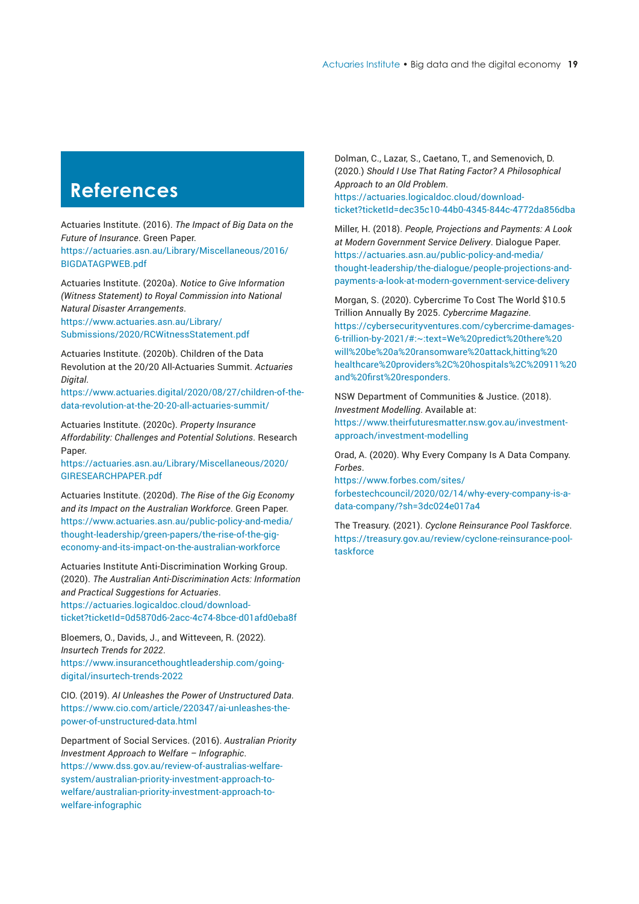# References

Actuaries Institute. (2016). *The Impact of Big Data on the Future of Insurance*. Green Paper. https://actuaries.asn.au/Library/Miscellaneous/2016/BIGDATAGPWEB.pdf

Actuaries Institute. (2020a). *Notice to Give Information (Witness Statement) to Royal Commission into National Natural Disaster Arrangements*. https://www.actuaries.asn.au/Library/Submissions/2020/RCWitnessStatement.pdf

Actuaries Institute. (2020b). Children of the Data Revolution at the 20/20 All-Actuaries Summit. *Actuaries Digital*. https://www.actuaries.digital/2020/08/27/children-of-the-data-revolution-at-the-20-20-all-actuaries-summit/

Actuaries Institute. (2020c). *Property Insurance Affordability: Challenges and Potential Solutions*. Research Paper. https://actuaries.asn.au/Library/Miscellaneous/2020/GIRESEARCHPAPER.pdf

Actuaries Institute. (2020d). *The Rise of the Gig Economy and its Impact on the Australian Workforce*. Green Paper. https://www.actuaries.asn.au/public-policy-and-media/thought-leadership/green-papers/the-rise-of-the-gig-economy-and-its-impact-on-the-australian-workforce

Actuaries Institute Anti-Discrimination Working Group. (2020). *The Australian Anti-Discrimination Acts: Information and Practical Suggestions for Actuaries*. https://actuaries.logicaldoc.cloud/download-ticket?ticketId=0d5870d6-2acc-4c74-8bce-d01afd0eba8f

Bloemers, O., Davids, J., and Witteveen, R. (2022). *Insurtech Trends for 2022*. https://www.insurancethoughtleadership.com/going-digital/insurtech-trends-2022

CIO. (2019). *AI Unleashes the Power of Unstructured Data*. https://www.cio.com/article/220347/ai-unleashes-the-power-of-unstructured-data.html

Department of Social Services. (2016). *Australian Priority Investment Approach to Welfare – Infographic*. https://www.dss.gov.au/review-of-australias-welfare-system/australian-priority-investment-approach-to-welfare/australian-priority-investment-approach-to-welfare-infographic

Dolman, C., Lazar, S., Caetano, T., and Semenovich, D. (2020.) *Should I Use That Rating Factor? A Philosophical Approach to an Old Problem*. https://actuaries.logicaldoc.cloud/download-ticket?ticketId=dec35c10-44b0-4345-844c-4772da856dba

Miller, H. (2018). *People, Projections and Payments: A Look at Modern Government Service Delivery*. Dialogue Paper. https://actuaries.asn.au/public-policy-and-media/thought-leadership/the-dialogue/people-projections-and-payments-a-look-at-modern-government-service-delivery

Morgan, S. (2020). Cybercrime To Cost The World $10.5 Trillion Annually By 2025. *Cybercrime Magazine*. https://cybersecurityventures.com/cybercrime-damages-6-trillion-by-2021/#:~:text=We%20predict%20there%20will%20be%20a%20ransomware%20attack,hitting%20healthcare%20providers%2C%20hospitals%2C%20911%20and%20first%20responders.

NSW Department of Communities & Justice. (2018). *Investment Modelling*. Available at: https://www.theirfuturesmatter.nsw.gov.au/investment-approach/investment-modelling

Orad, A. (2020). Why Every Company Is A Data Company. *Forbes*. https://www.forbes.com/sites/forbestechcouncil/2020/02/14/why-every-company-is-a-data-company/?sh=3dc024e017a4

The Treasury. (2021). *Cyclone Reinsurance Pool Taskforce*. https://treasury.gov.au/review/cyclone-reinsurance-pool-taskforce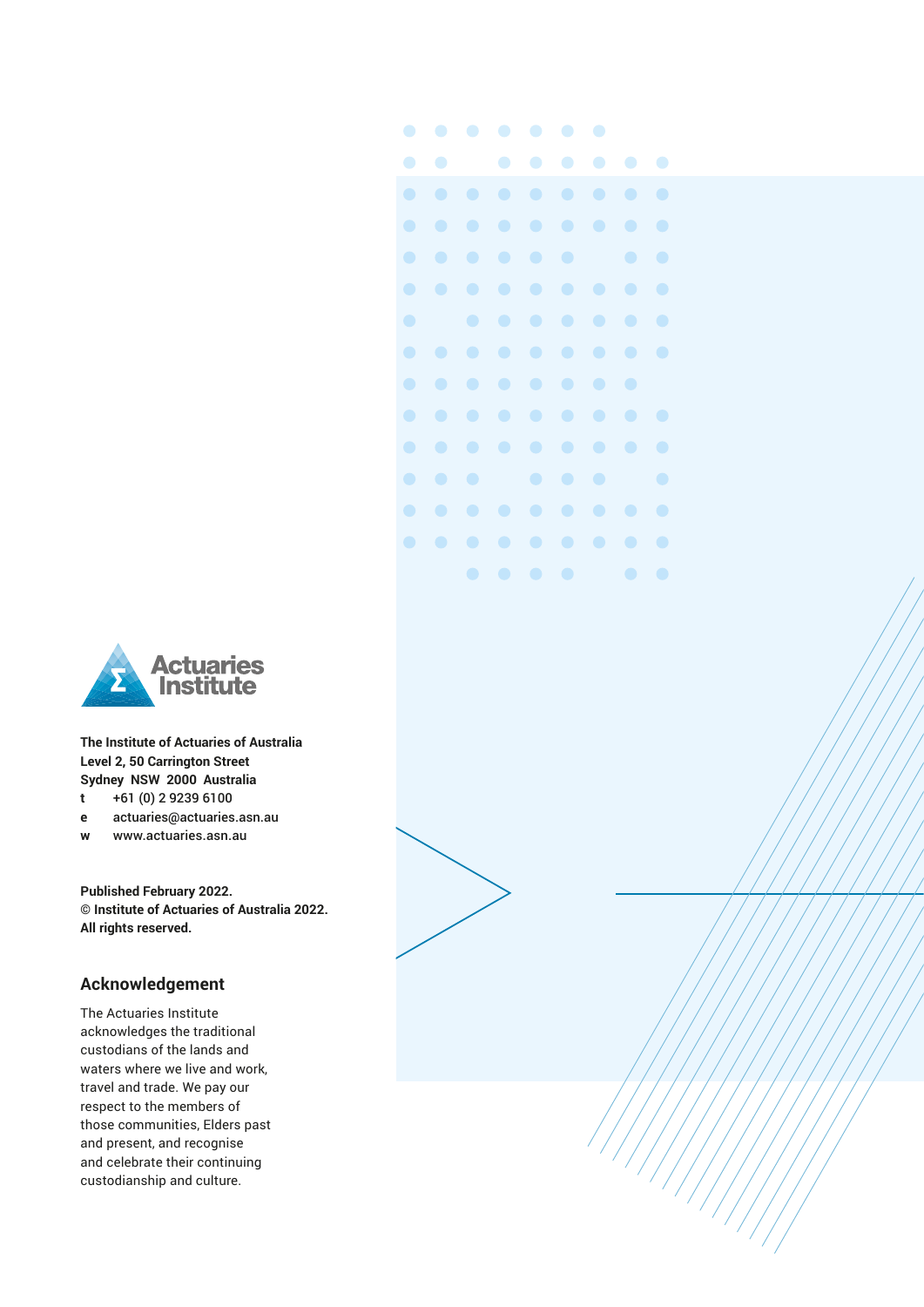Actuaries Institute

**The Institute of Actuaries of Australia**
**Level 2, 50 Carrington Street**
**Sydney NSW 2000 Australia**

**t** +61 (0) 2 9239 6100
**e** actuaries@actuaries.asn.au
**w** www.actuaries.asn.au

**Published February 2022.**
**© Institute of Actuaries of Australia 2022.**
**All rights reserved.**

## Acknowledgement

The Actuaries Institute acknowledges the traditional custodians of the lands and waters where we live and work, travel and trade. We pay our respect to the members of those communities, Elders past and present, and recognise and celebrate their continuing custodianship and culture.